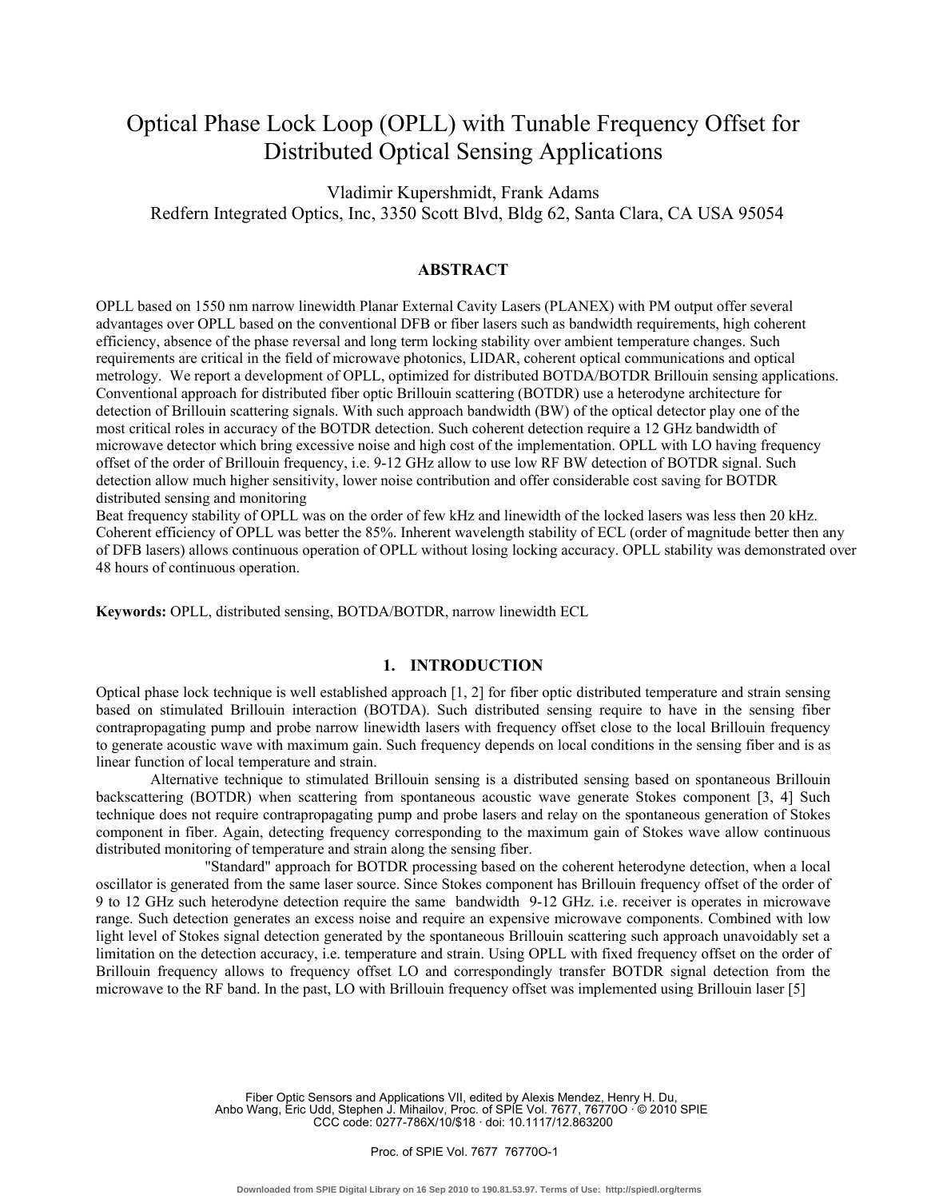# Optical Phase Lock Loop (OPLL) with Tunable Frequency Offset for Distributed Optical Sensing Applications

Vladimir Kupershmidt, Frank Adams

Redfern Integrated Optics, Inc, 3350 Scott Blvd, Bldg 62, Santa Clara, CA USA 95054

## ABSTRACT

OPLL based on 1550 nm narrow linewidth Planar External Cavity Lasers (PLANEX) with PM output offer several advantages over OPLL based on the conventional DFB or fiber lasers such as bandwidth requirements, high coherent efficiency, absence of the phase reversal and long term locking stability over ambient temperature changes. Such requirements are critical in the field of microwave photonics, LIDAR, coherent optical communications and optical metrology. We report a development of OPLL, optimized for distributed BOTDA/BOTDR Brillouin sensing applications. Conventional approach for distributed fiber optic Brillouin scattering (BOTDR) use a heterodyne architecture for detection of Brillouin scattering signals. With such approach bandwidth (BW) of the optical detector play one of the most critical roles in accuracy of the BOTDR detection. Such coherent detection require a 12 GHz bandwidth of microwave detector which bring excessive noise and high cost of the implementation. OPLL with LO having frequency offset of the order of Brillouin frequency, i.e. 9-12 GHz allow to use low RF BW detection of BOTDR signal. Such detection allow much higher sensitivity, lower noise contribution and offer considerable cost saving for BOTDR distributed sensing and monitoring

Beat frequency stability of OPLL was on the order of few kHz and linewidth of the locked lasers was less then 20 kHz. Coherent efficiency of OPLL was better the 85%. Inherent wavelength stability of ECL (order of magnitude better then any of DFB lasers) allows continuous operation of OPLL without losing locking accuracy. OPLL stability was demonstrated over 48 hours of continuous operation.

**Keywords:** OPLL, distributed sensing, BOTDA/BOTDR, narrow linewidth ECL

## 1. INTRODUCTION

Optical phase lock technique is well established approach [1, 2] for fiber optic distributed temperature and strain sensing based on stimulated Brillouin interaction (BOTDA). Such distributed sensing require to have in the sensing fiber contrapropagating pump and probe narrow linewidth lasers with frequency offset close to the local Brillouin frequency to generate acoustic wave with maximum gain. Such frequency depends on local conditions in the sensing fiber and is as linear function of local temperature and strain.

Alternative technique to stimulated Brillouin sensing is a distributed sensing based on spontaneous Brillouin backscattering (BOTDR) when scattering from spontaneous acoustic wave generate Stokes component [3, 4] Such technique does not require contrapropagating pump and probe lasers and relay on the spontaneous generation of Stokes component in fiber. Again, detecting frequency corresponding to the maximum gain of Stokes wave allow continuous distributed monitoring of temperature and strain along the sensing fiber.

"Standard" approach for BOTDR processing based on the coherent heterodyne detection, when a local oscillator is generated from the same laser source. Since Stokes component has Brillouin frequency offset of the order of 9 to 12 GHz such heterodyne detection require the same bandwidth 9-12 GHz. i.e. receiver is operates in microwave range. Such detection generates an excess noise and require an expensive microwave components. Combined with low light level of Stokes signal detection generated by the spontaneous Brillouin scattering such approach unavoidably set a limitation on the detection accuracy, i.e. temperature and strain. Using OPLL with fixed frequency offset on the order of Brillouin frequency allows to frequency offset LO and correspondingly transfer BOTDR signal detection from the microwave to the RF band. In the past, LO with Brillouin frequency offset was implemented using Brillouin laser [5]

Fiber Optic Sensors and Applications VII, edited by Alexis Mendez, Henry H. Du, Anbo Wang, Eric Udd, Stephen J. Mihailov, Proc. of SPIE Vol. 7677, 76770O · © 2010 SPIE CCC code: 0277-786X/10/$18 · doi: 10.1117/12.863200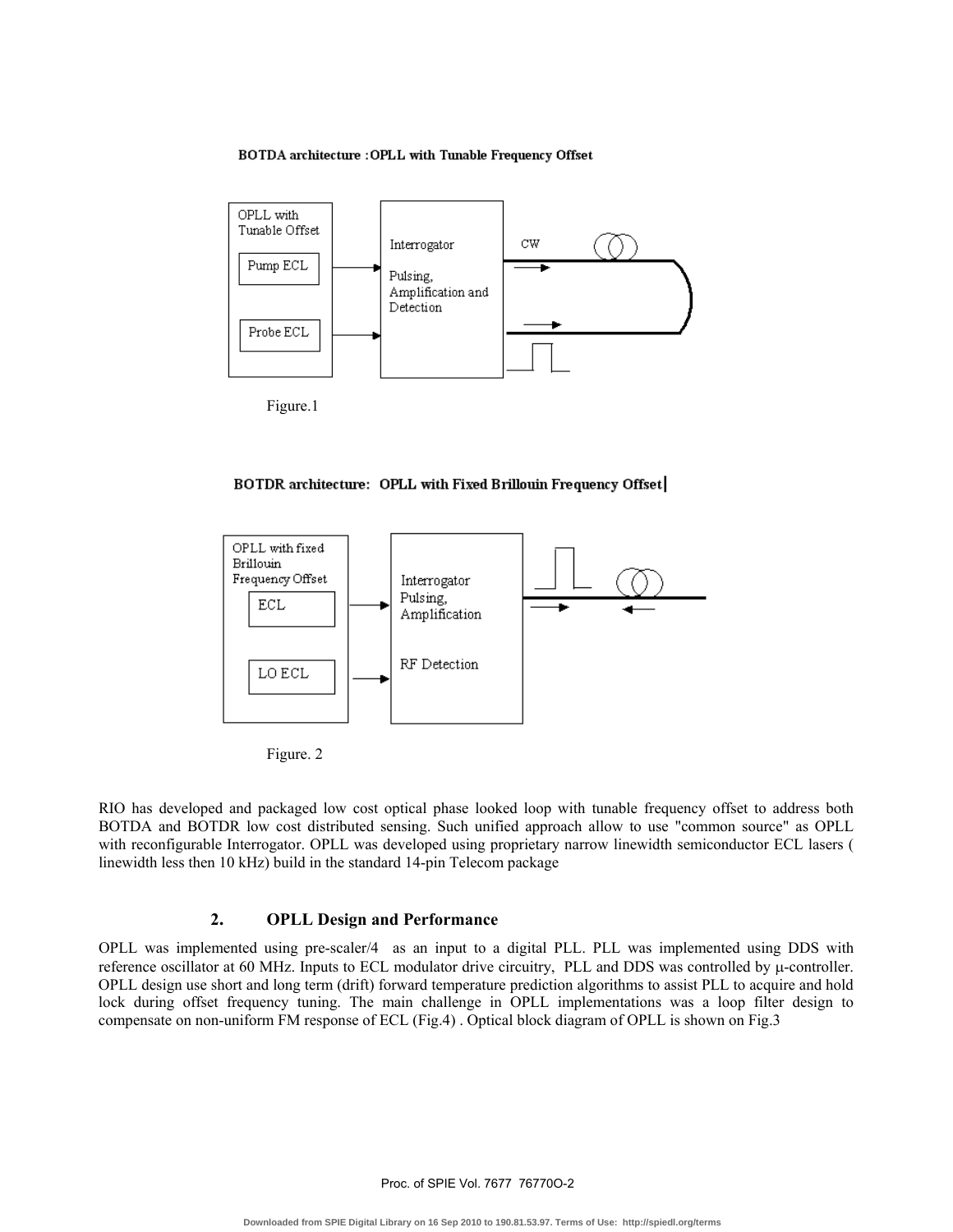**BOTDA architecture :OPLL with Tunable Frequency Offset**

Figure.1

**BOTDR architecture: OPLL with Fixed Brillouin Frequency Offset**

Figure. 2

RIO has developed and packaged low cost optical phase looked loop with tunable frequency offset to address both BOTDA and BOTDR low cost distributed sensing. Such unified approach allow to use "common source" as OPLL with reconfigurable Interrogator. OPLL was developed using proprietary narrow linewidth semiconductor ECL lasers ( linewidth less then 10 kHz) build in the standard 14-pin Telecom package

## 2. OPLL Design and Performance

OPLL was implemented using pre-scaler/4 as an input to a digital PLL. PLL was implemented using DDS with reference oscillator at 60 MHz. Inputs to ECL modulator drive circuitry, PLL and DDS was controlled by μ-controller. OPLL design use short and long term (drift) forward temperature prediction algorithms to assist PLL to acquire and hold lock during offset frequency tuning. The main challenge in OPLL implementations was a loop filter design to compensate on non-uniform FM response of ECL (Fig.4) . Optical block diagram of OPLL is shown on Fig.3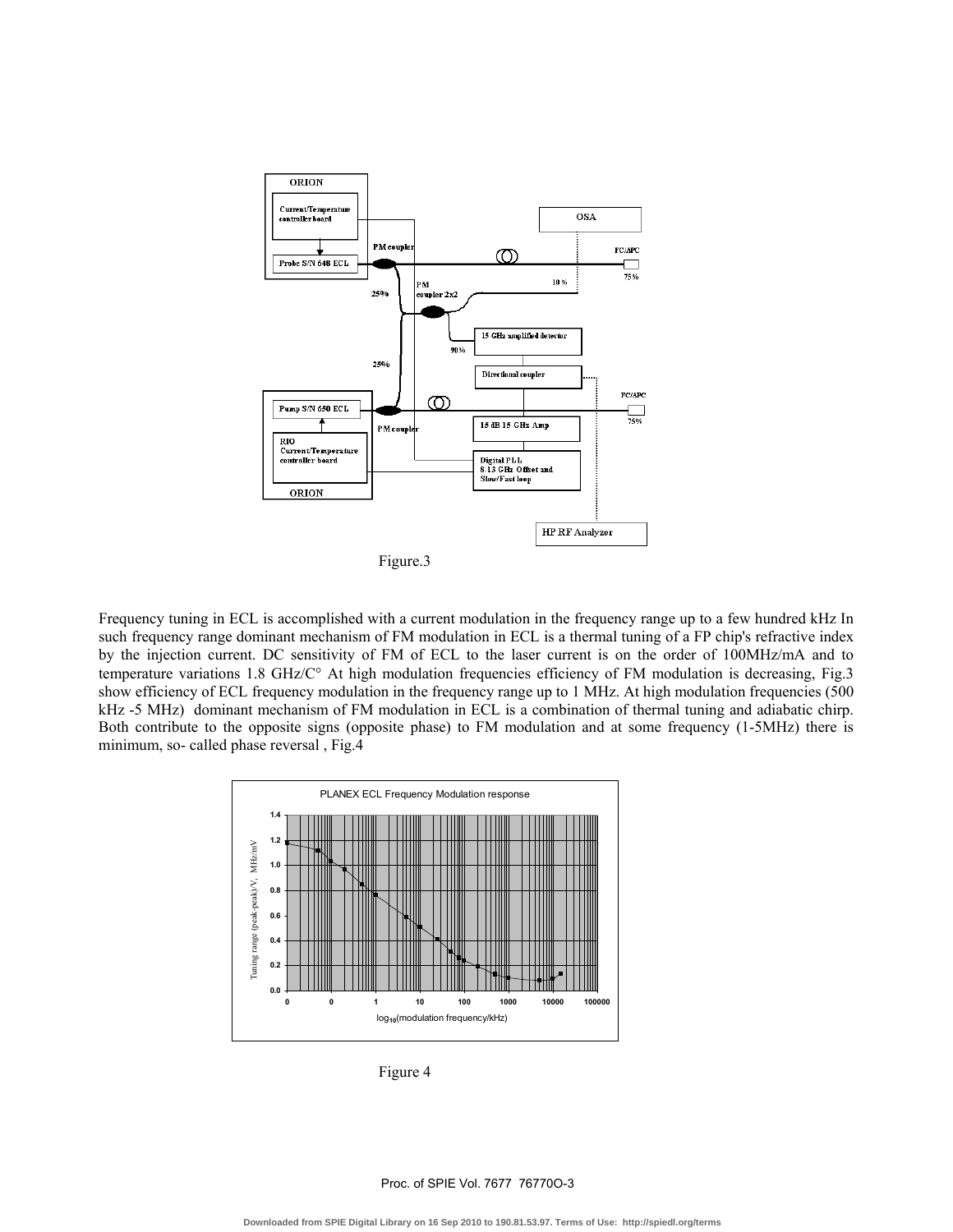Figure.3

Frequency tuning in ECL is accomplished with a current modulation in the frequency range up to a few hundred kHz In such frequency range dominant mechanism of FM modulation in ECL is a thermal tuning of a FP chip's refractive index by the injection current. DC sensitivity of FM of ECL to the laser current is on the order of 100MHz/mA and to temperature variations 1.8 GHz/C° At high modulation frequencies efficiency of FM modulation is decreasing, Fig.3 show efficiency of ECL frequency modulation in the frequency range up to 1 MHz. At high modulation frequencies (500 kHz -5 MHz) dominant mechanism of FM modulation in ECL is a combination of thermal tuning and adiabatic chirp. Both contribute to the opposite signs (opposite phase) to FM modulation and at some frequency (1-5MHz) there is minimum, so- called phase reversal , Fig.4

Figure 4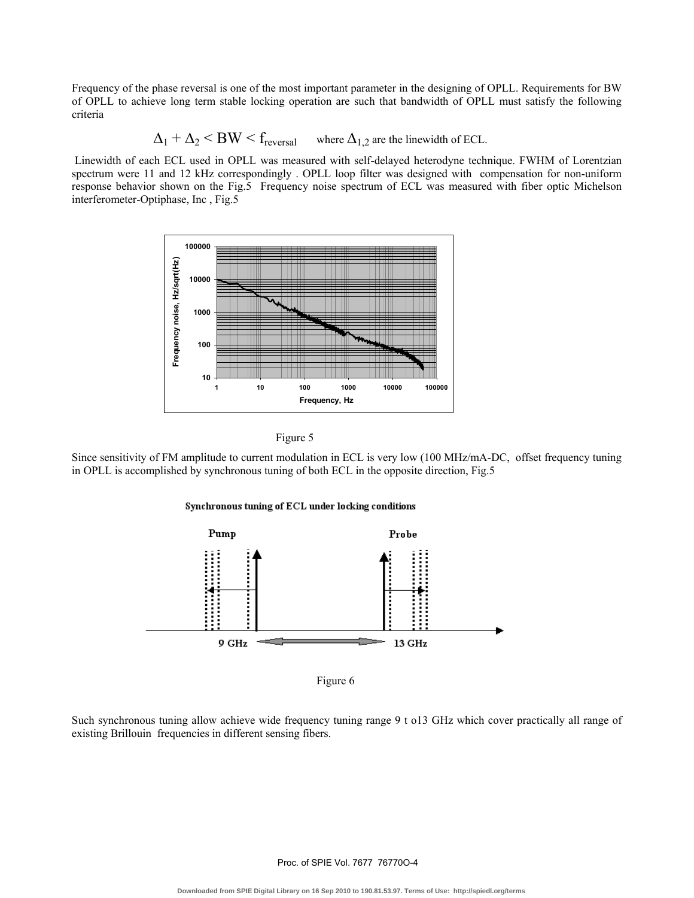Frequency of the phase reversal is one of the most important parameter in the designing of OPLL. Requirements for BW of OPLL to achieve long term stable locking operation are such that bandwidth of OPLL must satisfy the following criteria

$$\Delta_1 + \Delta_2 < BW < f_{reversal} \quad \text{where } \Delta_{1,2} \text{ are the linewidth of ECL.}$$

Linewidth of each ECL used in OPLL was measured with self-delayed heterodyne technique. FWHM of Lorentzian spectrum were 11 and 12 kHz correspondingly . OPLL loop filter was designed with compensation for non-uniform response behavior shown on the Fig.5 Frequency noise spectrum of ECL was measured with fiber optic Michelson interferometer-Optiphase, Inc , Fig.5

Figure 5

Since sensitivity of FM amplitude to current modulation in ECL is very low (100 MHz/mA-DC, offset frequency tuning in OPLL is accomplished by synchronous tuning of both ECL in the opposite direction, Fig.5

Figure 6

Such synchronous tuning allow achieve wide frequency tuning range 9 t o13 GHz which cover practically all range of existing Brillouin frequencies in different sensing fibers.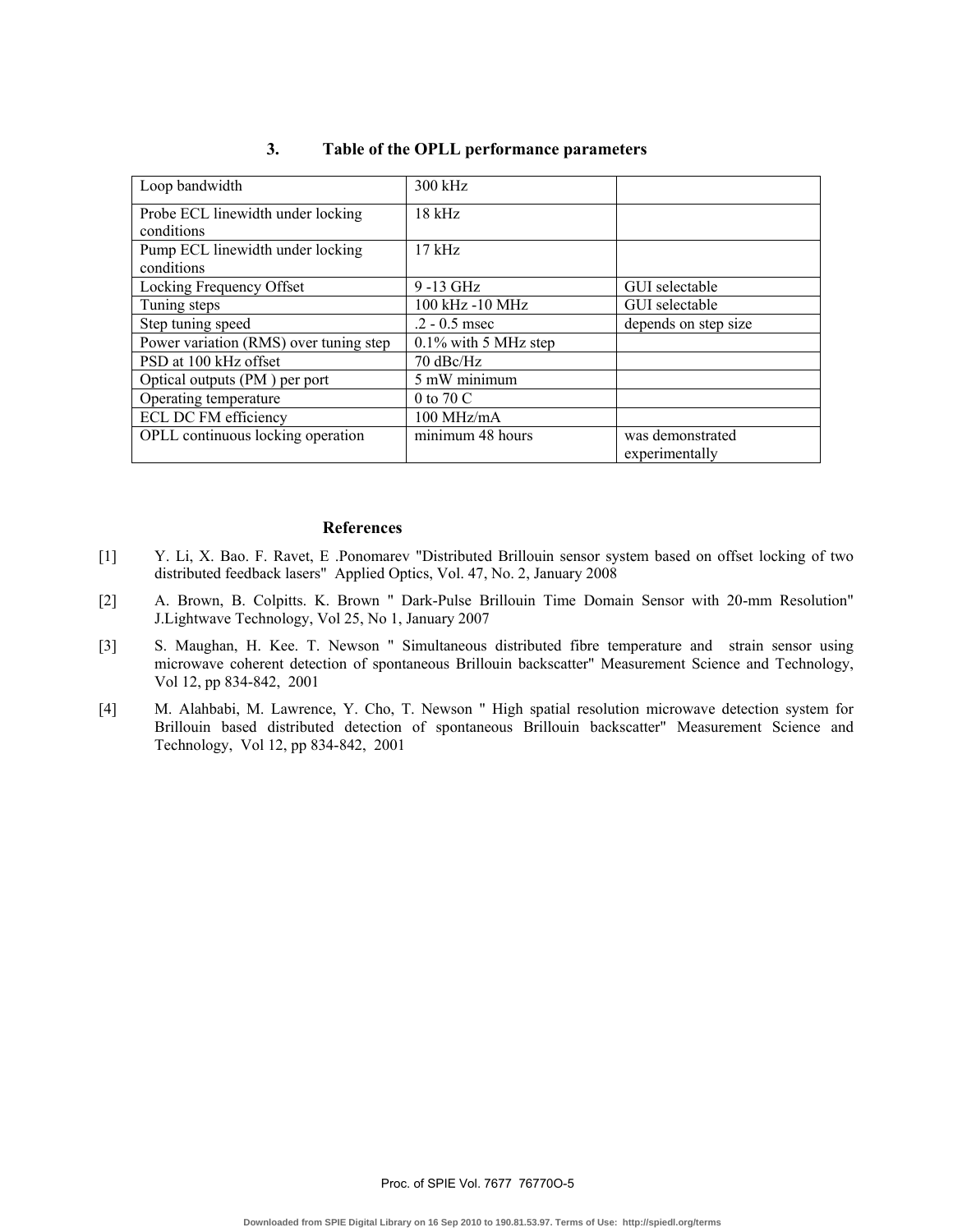### 3. Table of the OPLL performance parameters

| | | |
|---|---|---|
| Loop bandwidth | 300 kHz | |
| Probe ECL linewidth under locking conditions | 18 kHz | |
| Pump ECL linewidth under locking conditions | 17 kHz | |
| Locking Frequency Offset | 9 -13 GHz | GUI selectable |
| Tuning steps | 100 kHz -10 MHz | GUI selectable |
| Step tuning speed | .2 - 0.5 msec | depends on step size |
| Power variation (RMS) over tuning step | 0.1% with 5 MHz step | |
| PSD at 100 kHz offset | 70 dBc/Hz | |
| Optical outputs (PM ) per port | 5 mW minimum | |
| Operating temperature | 0 to 70 C | |
| ECL DC FM efficiency | 100 MHz/mA | |
| OPLL continuous locking operation | minimum 48 hours | was demonstrated experimentally |

### References

[1] Y. Li, X. Bao. F. Ravet, E .Ponomarev "Distributed Brillouin sensor system based on offset locking of two distributed feedback lasers" Applied Optics, Vol. 47, No. 2, January 2008

[2] A. Brown, B. Colpitts. K. Brown " Dark-Pulse Brillouin Time Domain Sensor with 20-mm Resolution" J.Lightwave Technology, Vol 25, No 1, January 2007

[3] S. Maughan, H. Kee. T. Newson " Simultaneous distributed fibre temperature and strain sensor using microwave coherent detection of spontaneous Brillouin backscatter" Measurement Science and Technology, Vol 12, pp 834-842, 2001

[4] M. Alahbabi, M. Lawrence, Y. Cho, T. Newson " High spatial resolution microwave detection system for Brillouin based distributed detection of spontaneous Brillouin backscatter" Measurement Science and Technology, Vol 12, pp 834-842, 2001